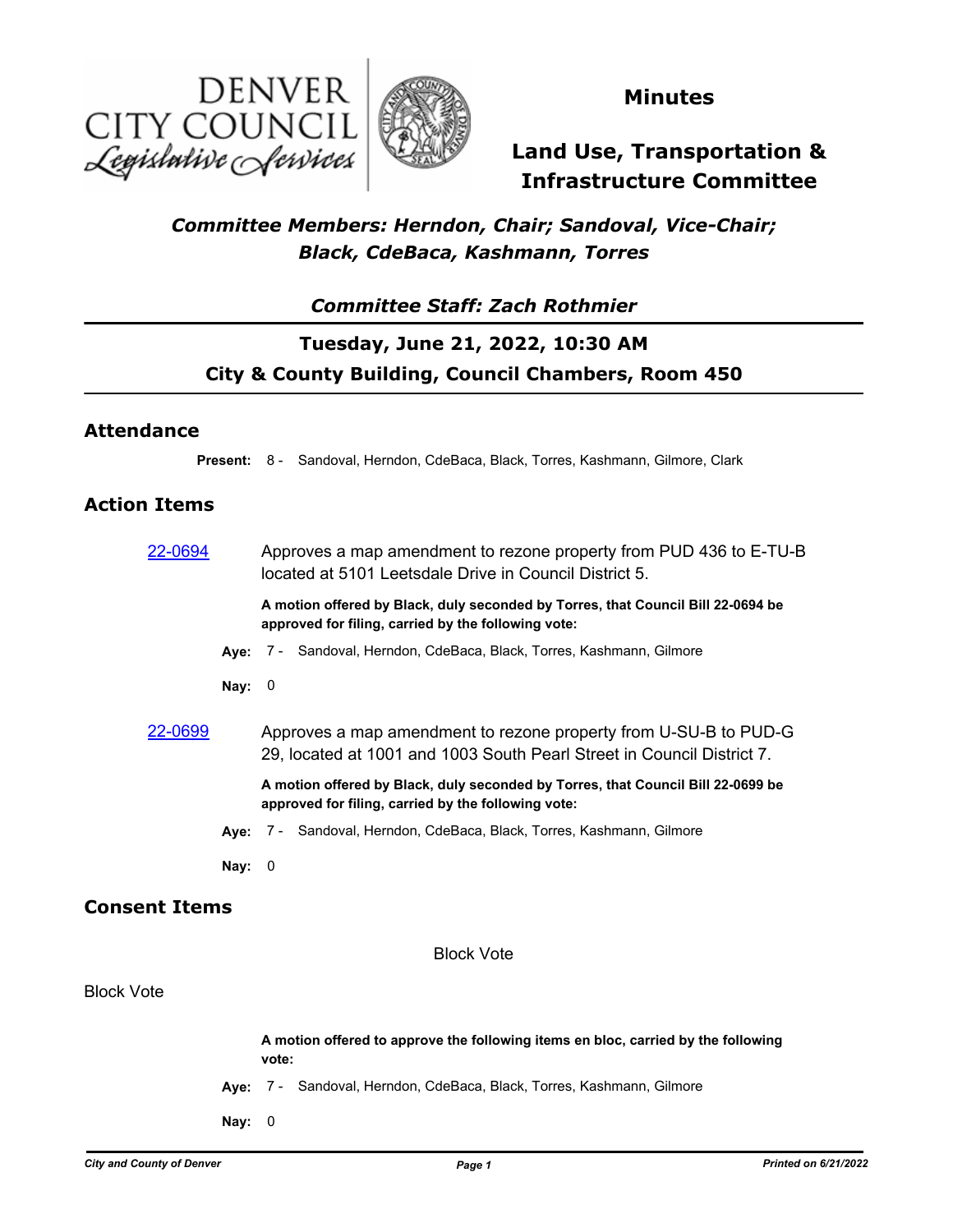# Minutes

## Land Use, Transportation & Infrastructure Committee

***Committee Members: Herndon, Chair; Sandoval, Vice-Chair; Black, CdeBaca, Kashmann, Torres***

***Committee Staff: Zach Rothmier***

**Tuesday, June 21, 2022, 10:30 AM**

**City & County Building, Council Chambers, Room 450**

## Attendance

**Present:** 8 - Sandoval, Herndon, CdeBaca, Black, Torres, Kashmann, Gilmore, Clark

## Action Items

**22-0694** Approves a map amendment to rezone property from PUD 436 to E-TU-B located at 5101 Leetsdale Drive in Council District 5.

**A motion offered by Black, duly seconded by Torres, that Council Bill 22-0694 be approved for filing, carried by the following vote:**

**Aye:** 7 - Sandoval, Herndon, CdeBaca, Black, Torres, Kashmann, Gilmore

**Nay:** 0

**22-0699** Approves a map amendment to rezone property from U-SU-B to PUD-G 29, located at 1001 and 1003 South Pearl Street in Council District 7.

**A motion offered by Black, duly seconded by Torres, that Council Bill 22-0699 be approved for filing, carried by the following vote:**

**Aye:** 7 - Sandoval, Herndon, CdeBaca, Black, Torres, Kashmann, Gilmore

**Nay:** 0

## Consent Items

Block Vote

Block Vote

**A motion offered to approve the following items en bloc, carried by the following vote:**

**Aye:** 7 - Sandoval, Herndon, CdeBaca, Black, Torres, Kashmann, Gilmore

**Nay:** 0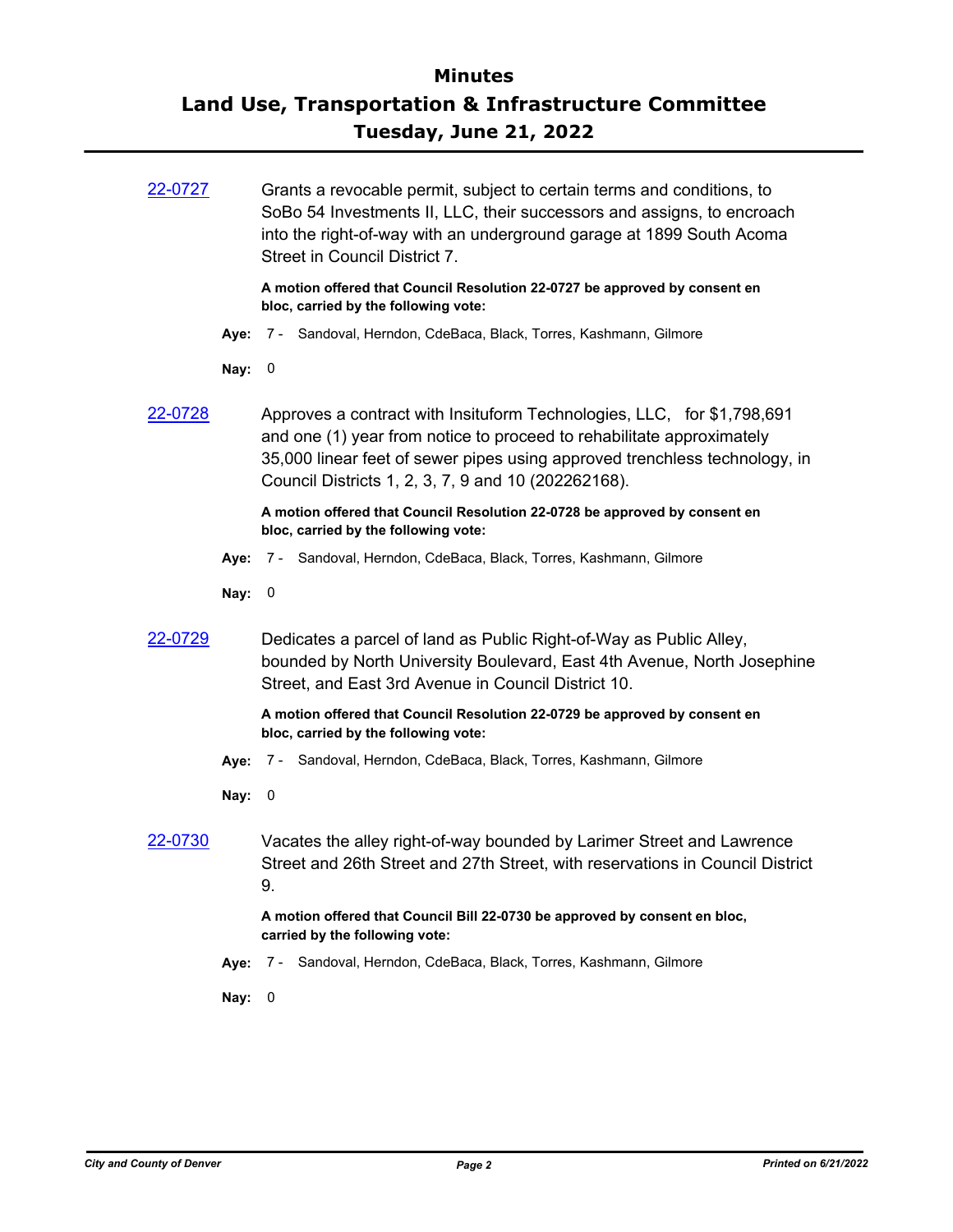22-0727 Grants a revocable permit, subject to certain terms and conditions, to SoBo 54 Investments II, LLC, their successors and assigns, to encroach into the right-of-way with an underground garage at 1899 South Acoma Street in Council District 7.

**A motion offered that Council Resolution 22-0727 be approved by consent en bloc, carried by the following vote:**

**Aye:** 7 - Sandoval, Herndon, CdeBaca, Black, Torres, Kashmann, Gilmore

**Nay:** 0

22-0728 Approves a contract with Insituform Technologies, LLC, for $1,798,691 and one (1) year from notice to proceed to rehabilitate approximately 35,000 linear feet of sewer pipes using approved trenchless technology, in Council Districts 1, 2, 3, 7, 9 and 10 (202262168).

**A motion offered that Council Resolution 22-0728 be approved by consent en bloc, carried by the following vote:**

**Aye:** 7 - Sandoval, Herndon, CdeBaca, Black, Torres, Kashmann, Gilmore

**Nay:** 0

22-0729 Dedicates a parcel of land as Public Right-of-Way as Public Alley, bounded by North University Boulevard, East 4th Avenue, North Josephine Street, and East 3rd Avenue in Council District 10.

**A motion offered that Council Resolution 22-0729 be approved by consent en bloc, carried by the following vote:**

**Aye:** 7 - Sandoval, Herndon, CdeBaca, Black, Torres, Kashmann, Gilmore

**Nay:** 0

22-0730 Vacates the alley right-of-way bounded by Larimer Street and Lawrence Street and 26th Street and 27th Street, with reservations in Council District 9.

**A motion offered that Council Bill 22-0730 be approved by consent en bloc, carried by the following vote:**

**Aye:** 7 - Sandoval, Herndon, CdeBaca, Black, Torres, Kashmann, Gilmore

**Nay:** 0